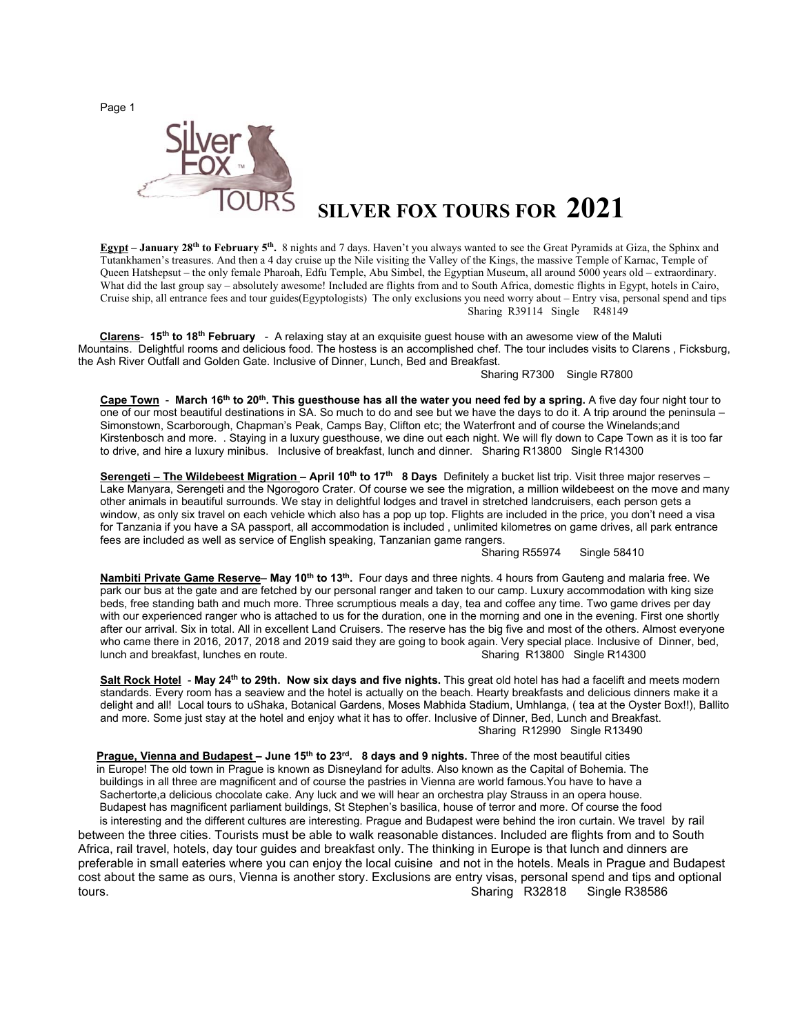# SILVER FOX TOURS FOR 2021

**Egypt – January 28th to February 5th.** 8 nights and 7 days. Haven't you always wanted to see the Great Pyramids at Giza, the Sphinx and Tutankhamen's treasures. And then a 4 day cruise up the Nile visiting the Valley of the Kings, the massive Temple of Karnac, Temple of Queen Hatshepsut – the only female Pharoah, Edfu Temple, Abu Simbel, the Egyptian Museum, all around 5000 years old – extraordinary. What did the last group say – absolutely awesome! Included are flights from and to South Africa, domestic flights in Egypt, hotels in Cairo, Cruise ship, all entrance fees and tour guides(Egyptologists) The only exclusions you need worry about – Entry visa, personal spend and tips
Sharing R39114 Single R48149

**Clarens- 15th to 18th February** - A relaxing stay at an exquisite guest house with an awesome view of the Maluti Mountains. Delightful rooms and delicious food. The hostess is an accomplished chef. The tour includes visits to Clarens , Ficksburg, the Ash River Outfall and Golden Gate. Inclusive of Dinner, Lunch, Bed and Breakfast.
Sharing R7300 Single R7800

**Cape Town - March 16th to 20th. This guesthouse has all the water you need fed by a spring.** A five day four night tour to one of our most beautiful destinations in SA. So much to do and see but we have the days to do it. A trip around the peninsula – Simonstown, Scarborough, Chapman's Peak, Camps Bay, Clifton etc; the Waterfront and of course the Winelands;and Kirstenbosch and more. . Staying in a luxury guesthouse, we dine out each night. We will fly down to Cape Town as it is too far to drive, and hire a luxury minibus. Inclusive of breakfast, lunch and dinner. Sharing R13800 Single R14300

**Serengeti – The Wildebeest Migration – April 10th to 17th 8 Days** Definitely a bucket list trip. Visit three major reserves – Lake Manyara, Serengeti and the Ngorogoro Crater. Of course we see the migration, a million wildebeest on the move and many other animals in beautiful surrounds. We stay in delightful lodges and travel in stretched landcruisers, each person gets a window, as only six travel on each vehicle which also has a pop up top. Flights are included in the price, you don't need a visa for Tanzania if you have a SA passport, all accommodation is included , unlimited kilometres on game drives, all park entrance fees are included as well as service of English speaking, Tanzanian game rangers.
Sharing R55974 Single 58410

**Nambiti Private Game Reserve– May 10th to 13th.** Four days and three nights. 4 hours from Gauteng and malaria free. We park our bus at the gate and are fetched by our personal ranger and taken to our camp. Luxury accommodation with king size beds, free standing bath and much more. Three scrumptious meals a day, tea and coffee any time. Two game drives per day with our experienced ranger who is attached to us for the duration, one in the morning and one in the evening. First one shortly after our arrival. Six in total. All in excellent Land Cruisers. The reserve has the big five and most of the others. Almost everyone who came there in 2016, 2017, 2018 and 2019 said they are going to book again. Very special place. Inclusive of Dinner, bed, lunch and breakfast, lunches en route. Sharing R13800 Single R14300

**Salt Rock Hotel - May 24th to 29th. Now six days and five nights.** This great old hotel has had a facelift and meets modern standards. Every room has a seaview and the hotel is actually on the beach. Hearty breakfasts and delicious dinners make it a delight and all! Local tours to uShaka, Botanical Gardens, Moses Mabhida Stadium, Umhlanga, ( tea at the Oyster Box!!), Ballito and more. Some just stay at the hotel and enjoy what it has to offer. Inclusive of Dinner, Bed, Lunch and Breakfast.
Sharing R12990 Single R13490

**Prague, Vienna and Budapest – June 15th to 23rd. 8 days and 9 nights.** Three of the most beautiful cities in Europe! The old town in Prague is known as Disneyland for adults. Also known as the Capital of Bohemia. The buildings in all three are magnificent and of course the pastries in Vienna are world famous.You have to have a Sachertorte,a delicious chocolate cake. Any luck and we will hear an orchestra play Strauss in an opera house. Budapest has magnificent parliament buildings, St Stephen's basilica, house of terror and more. Of course the food is interesting and the different cultures are interesting. Prague and Budapest were behind the iron curtain. We travel by rail between the three cities. Tourists must be able to walk reasonable distances. Included are flights from and to South Africa, rail travel, hotels, day tour guides and breakfast only. The thinking in Europe is that lunch and dinners are preferable in small eateries where you can enjoy the local cuisine and not in the hotels. Meals in Prague and Budapest cost about the same as ours, Vienna is another story. Exclusions are entry visas, personal spend and tips and optional tours. Sharing R32818 Single R38586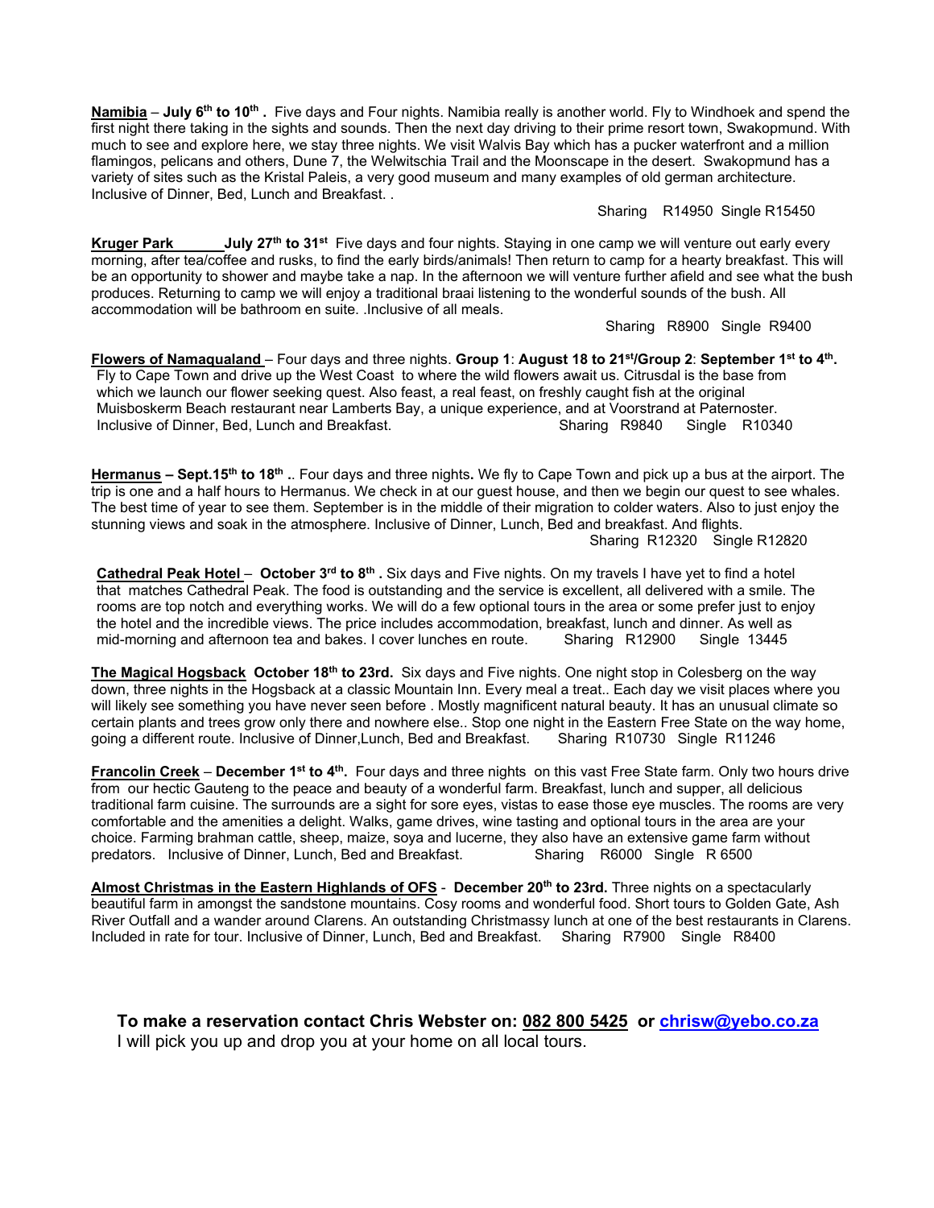**Namibia** – **July 6th to 10th .** Five days and Four nights. Namibia really is another world. Fly to Windhoek and spend the first night there taking in the sights and sounds. Then the next day driving to their prime resort town, Swakopmund. With much to see and explore here, we stay three nights. We visit Walvis Bay which has a pucker waterfront and a million flamingos, pelicans and others, Dune 7, the Welwitschia Trail and the Moonscape in the desert. Swakopmund has a variety of sites such as the Kristal Paleis, a very good museum and many examples of old german architecture. Inclusive of Dinner, Bed, Lunch and Breakfast. .

Sharing R14950 Single R15450

**Kruger Park** **July 27th to 31st** Five days and four nights. Staying in one camp we will venture out early every morning, after tea/coffee and rusks, to find the early birds/animals! Then return to camp for a hearty breakfast. This will be an opportunity to shower and maybe take a nap. In the afternoon we will venture further afield and see what the bush produces. Returning to camp we will enjoy a traditional braai listening to the wonderful sounds of the bush. All accommodation will be bathroom en suite. .Inclusive of all meals.

Sharing R8900 Single R9400

**Flowers of Namaqualand** – Four days and three nights. **Group 1**: **August 18 to 21st/Group 2**: **September 1st to 4th.** Fly to Cape Town and drive up the West Coast to where the wild flowers await us. Citrusdal is the base from which we launch our flower seeking quest. Also feast, a real feast, on freshly caught fish at the original Muisboskerm Beach restaurant near Lamberts Bay, a unique experience, and at Voorstrand at Paternoster. Inclusive of Dinner, Bed, Lunch and Breakfast. Sharing R9840 Single R10340

**Hermanus – Sept.15th to 18th .**. Four days and three nights**.** We fly to Cape Town and pick up a bus at the airport. The trip is one and a half hours to Hermanus. We check in at our guest house, and then we begin our quest to see whales. The best time of year to see them. September is in the middle of their migration to colder waters. Also to just enjoy the stunning views and soak in the atmosphere. Inclusive of Dinner, Lunch, Bed and breakfast. And flights.

Sharing R12320 Single R12820

**Cathedral Peak Hotel** – **October 3rd to 8th .** Six days and Five nights. On my travels I have yet to find a hotel that matches Cathedral Peak. The food is outstanding and the service is excellent, all delivered with a smile. The rooms are top notch and everything works. We will do a few optional tours in the area or some prefer just to enjoy the hotel and the incredible views. The price includes accommodation, breakfast, lunch and dinner. As well as mid-morning and afternoon tea and bakes. I cover lunches en route. Sharing R12900 Single 13445

**The Magical Hogsback October 18th to 23rd.** Six days and Five nights. One night stop in Colesberg on the way down, three nights in the Hogsback at a classic Mountain Inn. Every meal a treat.. Each day we visit places where you will likely see something you have never seen before . Mostly magnificent natural beauty. It has an unusual climate so certain plants and trees grow only there and nowhere else.. Stop one night in the Eastern Free State on the way home, going a different route. Inclusive of Dinner,Lunch, Bed and Breakfast. Sharing R10730 Single R11246

**Francolin Creek** – **December 1st to 4th.** Four days and three nights on this vast Free State farm. Only two hours drive from our hectic Gauteng to the peace and beauty of a wonderful farm. Breakfast, lunch and supper, all delicious traditional farm cuisine. The surrounds are a sight for sore eyes, vistas to ease those eye muscles. The rooms are very comfortable and the amenities a delight. Walks, game drives, wine tasting and optional tours in the area are your choice. Farming brahman cattle, sheep, maize, soya and lucerne, they also have an extensive game farm without predators. Inclusive of Dinner, Lunch, Bed and Breakfast. Sharing R6000 Single R 6500

**Almost Christmas in the Eastern Highlands of OFS** - **December 20th to 23rd.** Three nights on a spectacularly beautiful farm in amongst the sandstone mountains. Cosy rooms and wonderful food. Short tours to Golden Gate, Ash River Outfall and a wander around Clarens. An outstanding Christmassy lunch at one of the best restaurants in Clarens. Included in rate for tour. Inclusive of Dinner, Lunch, Bed and Breakfast. Sharing R7900 Single R8400

**To make a reservation contact Chris Webster on: 082 800 5425 or chrisw@yebo.co.za**

I will pick you up and drop you at your home on all local tours.